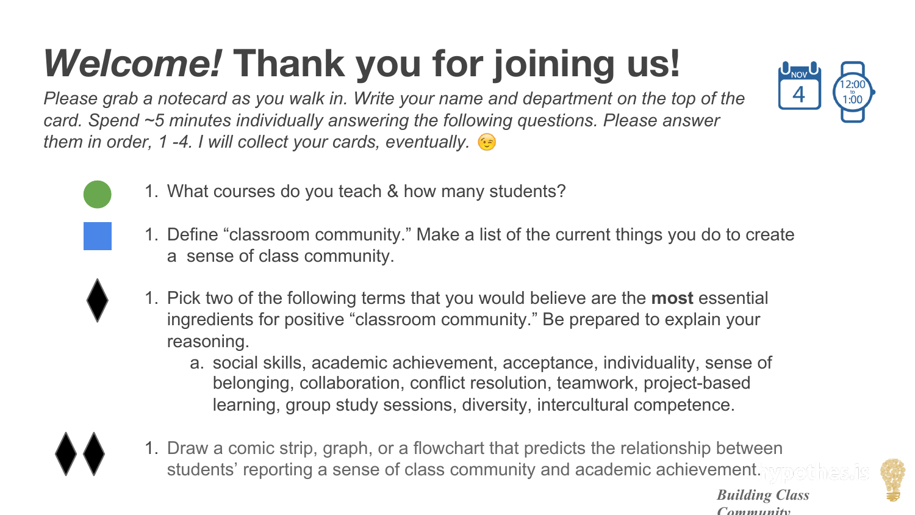# *Welcome!* Thank you for joining us!

*Please grab a notecard as you walk in. Write your name and department on the top of the card. Spend ~5 minutes individually answering the following questions. Please answer them in order, 1 -4. I will collect your cards, eventually.* 😉

1. What courses do you teach & how many students?

1. Define "classroom community." Make a list of the current things you do to create a sense of class community.

1. Pick two of the following terms that you would believe are the **most** essential ingredients for positive "classroom community." Be prepared to explain your reasoning.
   a. social skills, academic achievement, acceptance, individuality, sense of belonging, collaboration, conflict resolution, teamwork, project-based learning, group study sessions, diversity, intercultural competence.

1. Draw a comic strip, graph, or a flowchart that predicts the relationship between students' reporting a sense of class community and academic achievement.

*Building Class Community*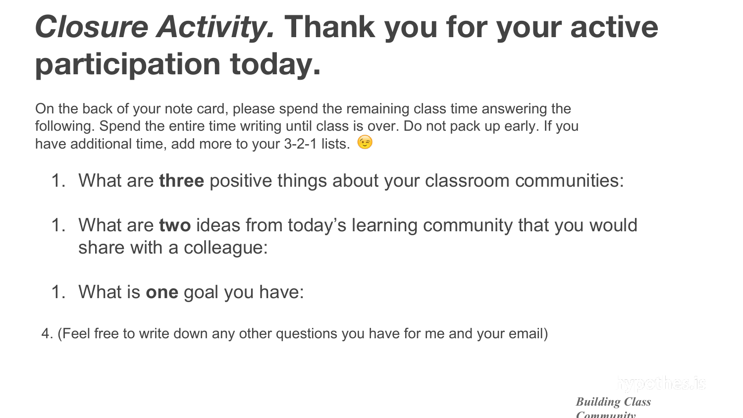# *Closure Activity.* Thank you for your active participation today.

On the back of your note card, please spend the remaining class time answering the following. Spend the entire time writing until class is over. Do not pack up early. If you have additional time, add more to your 3-2-1 lists. 😉

1. What are **three** positive things about your classroom communities:

1. What are **two** ideas from today's learning community that you would share with a colleague:

1. What is **one** goal you have:

4. (Feel free to write down any other questions you have for me and your email)